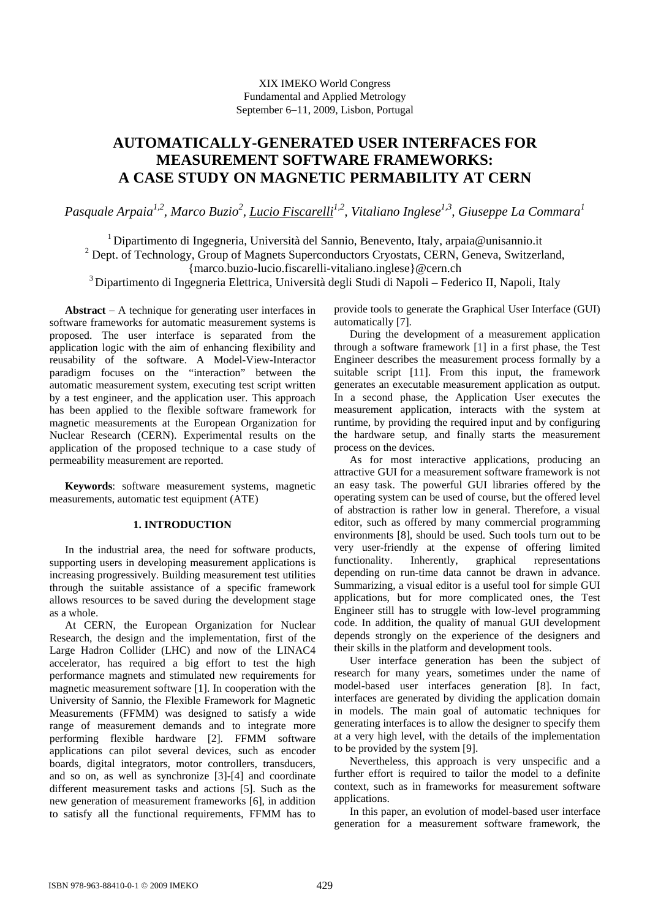XIX IMEKO World Congress
Fundamental and Applied Metrology
September 6–11, 2009, Lisbon, Portugal

# AUTOMATICALLY-GENERATED USER INTERFACES FOR MEASUREMENT SOFTWARE FRAMEWORKS: A CASE STUDY ON MAGNETIC PERMABILITY AT CERN

*Pasquale Arpaia[1,2], Marco Buzio[2], Lucio Fiscarelli[1,2], Vitaliano Inglese[1,3], Giuseppe La Commara[1]*

[1] Dipartimento di Ingegneria, Università del Sannio, Benevento, Italy, arpaia@unisannio.it
[2] Dept. of Technology, Group of Magnets Superconductors Cryostats, CERN, Geneva, Switzerland, {marco.buzio-lucio.fiscarelli-vitaliano.inglese}@cern.ch
[3] Dipartimento di Ingegneria Elettrica, Università degli Studi di Napoli – Federico II, Napoli, Italy

**Abstract** – A technique for generating user interfaces in software frameworks for automatic measurement systems is proposed. The user interface is separated from the application logic with the aim of enhancing flexibility and reusability of the software. A Model-View-Interactor paradigm focuses on the "interaction" between the automatic measurement system, executing test script written by a test engineer, and the application user. This approach has been applied to the flexible software framework for magnetic measurements at the European Organization for Nuclear Research (CERN). Experimental results on the application of the proposed technique to a case study of permeability measurement are reported.

**Keywords**: software measurement systems, magnetic measurements, automatic test equipment (ATE)

## 1. INTRODUCTION

In the industrial area, the need for software products, supporting users in developing measurement applications is increasing progressively. Building measurement test utilities through the suitable assistance of a specific framework allows resources to be saved during the development stage as a whole.

At CERN, the European Organization for Nuclear Research, the design and the implementation, first of the Large Hadron Collider (LHC) and now of the LINAC4 accelerator, has required a big effort to test the high performance magnets and stimulated new requirements for magnetic measurement software [1]. In cooperation with the University of Sannio, the Flexible Framework for Magnetic Measurements (FFMM) was designed to satisfy a wide range of measurement demands and to integrate more performing flexible hardware [2]. FFMM software applications can pilot several devices, such as encoder boards, digital integrators, motor controllers, transducers, and so on, as well as synchronize [3]-[4] and coordinate different measurement tasks and actions [5]. Such as the new generation of measurement frameworks [6], in addition to satisfy all the functional requirements, FFMM has to provide tools to generate the Graphical User Interface (GUI) automatically [7].

During the development of a measurement application through a software framework [1] in a first phase, the Test Engineer describes the measurement process formally by a suitable script [11]. From this input, the framework generates an executable measurement application as output. In a second phase, the Application User executes the measurement application, interacts with the system at runtime, by providing the required input and by configuring the hardware setup, and finally starts the measurement process on the devices.

As for most interactive applications, producing an attractive GUI for a measurement software framework is not an easy task. The powerful GUI libraries offered by the operating system can be used of course, but the offered level of abstraction is rather low in general. Therefore, a visual editor, such as offered by many commercial programming environments [8], should be used. Such tools turn out to be very user-friendly at the expense of offering limited functionality. Inherently, graphical representations depending on run-time data cannot be drawn in advance. Summarizing, a visual editor is a useful tool for simple GUI applications, but for more complicated ones, the Test Engineer still has to struggle with low-level programming code. In addition, the quality of manual GUI development depends strongly on the experience of the designers and their skills in the platform and development tools.

User interface generation has been the subject of research for many years, sometimes under the name of model-based user interfaces generation [8]. In fact, interfaces are generated by dividing the application domain in models. The main goal of automatic techniques for generating interfaces is to allow the designer to specify them at a very high level, with the details of the implementation to be provided by the system [9].

Nevertheless, this approach is very unspecific and a further effort is required to tailor the model to a definite context, such as in frameworks for measurement software applications.

In this paper, an evolution of model-based user interface generation for a measurement software framework, the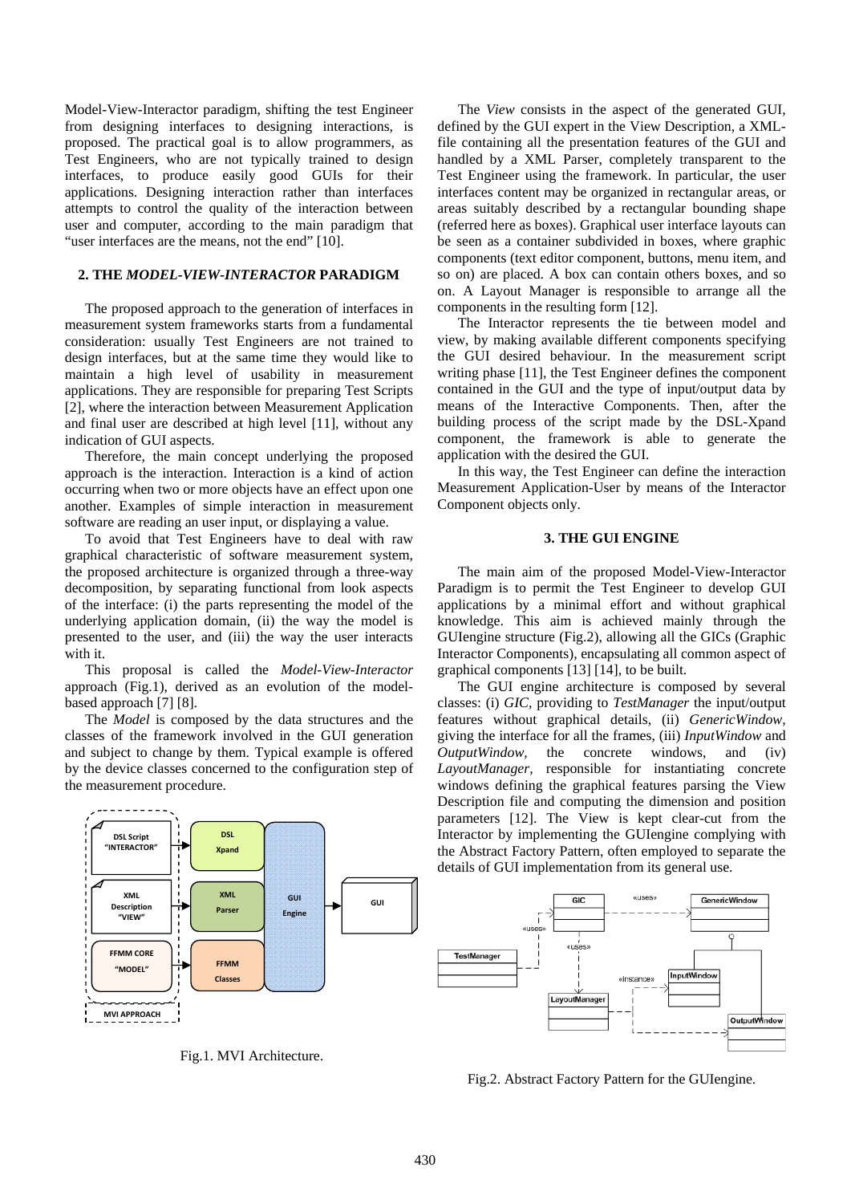Model-View-Interactor paradigm, shifting the test Engineer from designing interfaces to designing interactions, is proposed. The practical goal is to allow programmers, as Test Engineers, who are not typically trained to design interfaces, to produce easily good GUIs for their applications. Designing interaction rather than interfaces attempts to control the quality of the interaction between user and computer, according to the main paradigm that "user interfaces are the means, not the end" [10].

## 2. THE *MODEL-VIEW-INTERACTOR* PARADIGM

The proposed approach to the generation of interfaces in measurement system frameworks starts from a fundamental consideration: usually Test Engineers are not trained to design interfaces, but at the same time they would like to maintain a high level of usability in measurement applications. They are responsible for preparing Test Scripts [2], where the interaction between Measurement Application and final user are described at high level [11], without any indication of GUI aspects.

Therefore, the main concept underlying the proposed approach is the interaction. Interaction is a kind of action occurring when two or more objects have an effect upon one another. Examples of simple interaction in measurement software are reading an user input, or displaying a value.

To avoid that Test Engineers have to deal with raw graphical characteristic of software measurement system, the proposed architecture is organized through a three-way decomposition, by separating functional from look aspects of the interface: (i) the parts representing the model of the underlying application domain, (ii) the way the model is presented to the user, and (iii) the way the user interacts with it.

This proposal is called the *Model-View-Interactor* approach (Fig.1), derived as an evolution of the model-based approach [7] [8].

The *Model* is composed by the data structures and the classes of the framework involved in the GUI generation and subject to change by them. Typical example is offered by the device classes concerned to the configuration step of the measurement procedure.

Fig.1. MVI Architecture.

The *View* consists in the aspect of the generated GUI, defined by the GUI expert in the View Description, a XML-file containing all the presentation features of the GUI and handled by a XML Parser, completely transparent to the Test Engineer using the framework. In particular, the user interfaces content may be organized in rectangular areas, or areas suitably described by a rectangular bounding shape (referred here as boxes). Graphical user interface layouts can be seen as a container subdivided in boxes, where graphic components (text editor component, buttons, menu item, and so on) are placed. A box can contain others boxes, and so on. A Layout Manager is responsible to arrange all the components in the resulting form [12].

The Interactor represents the tie between model and view, by making available different components specifying the GUI desired behaviour. In the measurement script writing phase [11], the Test Engineer defines the component contained in the GUI and the type of input/output data by means of the Interactive Components. Then, after the building process of the script made by the DSL-Xpand component, the framework is able to generate the application with the desired the GUI.

In this way, the Test Engineer can define the interaction Measurement Application-User by means of the Interactor Component objects only.

## 3. THE GUI ENGINE

The main aim of the proposed Model-View-Interactor Paradigm is to permit the Test Engineer to develop GUI applications by a minimal effort and without graphical knowledge. This aim is achieved mainly through the GUIengine structure (Fig.2), allowing all the GICs (Graphic Interactor Components), encapsulating all common aspect of graphical components [13] [14], to be built.

The GUI engine architecture is composed by several classes: (i) *GIC*, providing to *TestManager* the input/output features without graphical details, (ii) *GenericWindow*, giving the interface for all the frames, (iii) *InputWindow* and *OutputWindow*, the concrete windows, and (iv) *LayoutManager*, responsible for instantiating concrete windows defining the graphical features parsing the View Description file and computing the dimension and position parameters [12]. The View is kept clear-cut from the Interactor by implementing the GUIengine complying with the Abstract Factory Pattern, often employed to separate the details of GUI implementation from its general use.

Fig.2. Abstract Factory Pattern for the GUIengine.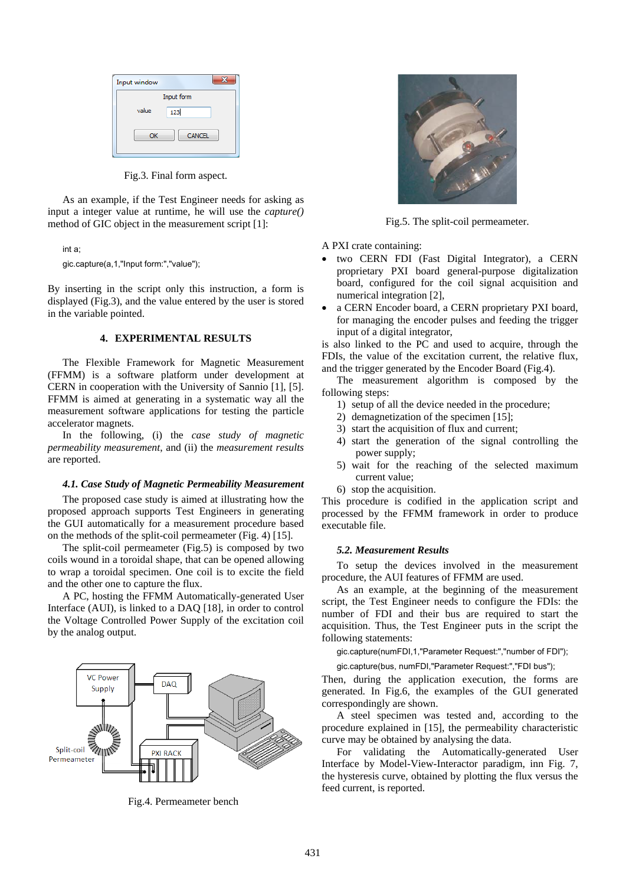Fig.3. Final form aspect.

As an example, if the Test Engineer needs for asking as input a integer value at runtime, he will use the *capture()* method of GIC object in the measurement script [1]:

```
int a;
gic.capture(a,1,"Input form:","value");
```

By inserting in the script only this instruction, a form is displayed (Fig.3), and the value entered by the user is stored in the variable pointed.

## 4. EXPERIMENTAL RESULTS

The Flexible Framework for Magnetic Measurement (FFMM) is a software platform under development at CERN in cooperation with the University of Sannio [1], [5]. FFMM is aimed at generating in a systematic way all the measurement software applications for testing the particle accelerator magnets.

In the following, (i) the *case study of magnetic permeability measurement*, and (ii) the *measurement results* are reported.

### *4.1. Case Study of Magnetic Permeability Measurement*

The proposed case study is aimed at illustrating how the proposed approach supports Test Engineers in generating the GUI automatically for a measurement procedure based on the methods of the split-coil permeameter (Fig. 4) [15].

The split-coil permeameter (Fig.5) is composed by two coils wound in a toroidal shape, that can be opened allowing to wrap a toroidal specimen. One coil is to excite the field and the other one to capture the flux.

A PC, hosting the FFMM Automatically-generated User Interface (AUI), is linked to a DAQ [18], in order to control the Voltage Controlled Power Supply of the excitation coil by the analog output.

Fig.4. Permeameter bench

Fig.5. The split-coil permeameter.

A PXI crate containing:

- two CERN FDI (Fast Digital Integrator), a CERN proprietary PXI board general-purpose digitalization board, configured for the coil signal acquisition and numerical integration [2],
- a CERN Encoder board, a CERN proprietary PXI board, for managing the encoder pulses and feeding the trigger input of a digital integrator,

is also linked to the PC and used to acquire, through the FDIs, the value of the excitation current, the relative flux, and the trigger generated by the Encoder Board (Fig.4).

The measurement algorithm is composed by the following steps:

1) setup of all the device needed in the procedure;
2) demagnetization of the specimen [15];
3) start the acquisition of flux and current;
4) start the generation of the signal controlling the power supply;
5) wait for the reaching of the selected maximum current value;
6) stop the acquisition.

This procedure is codified in the application script and processed by the FFMM framework in order to produce executable file.

### *5.2. Measurement Results*

To setup the devices involved in the measurement procedure, the AUI features of FFMM are used.

As an example, at the beginning of the measurement script, the Test Engineer needs to configure the FDIs: the number of FDI and their bus are required to start the acquisition. Thus, the Test Engineer puts in the script the following statements:

```
gic.capture(numFDI,1,"Parameter Request:","number of FDI");
gic.capture(bus, numFDI,"Parameter Request:","FDI bus");
```

Then, during the application execution, the forms are generated. In Fig.6, the examples of the GUI generated correspondingly are shown.

A steel specimen was tested and, according to the procedure explained in [15], the permeability characteristic curve may be obtained by analysing the data.

For validating the Automatically-generated User Interface by Model-View-Interactor paradigm, inn Fig. 7, the hysteresis curve, obtained by plotting the flux versus the feed current, is reported.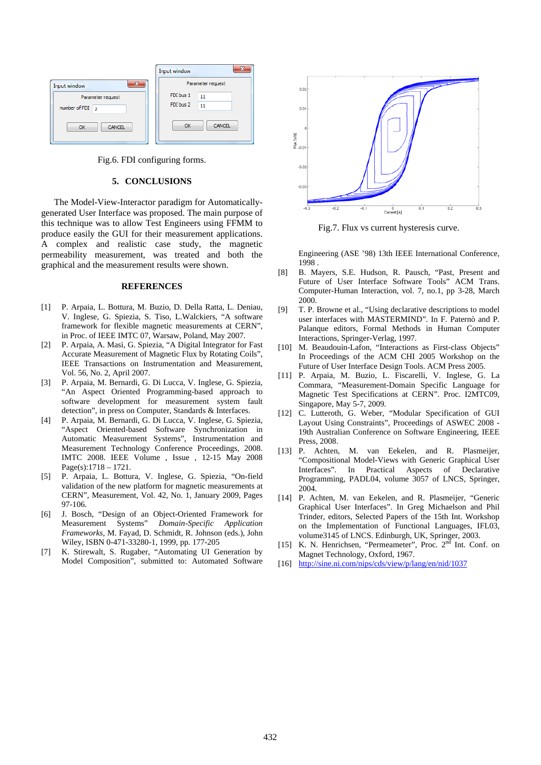Input window

Parameter request

number of FDI 2

OK CANCEL

Input window

Parameter request

FDI bus 1 11

FDI bus 2 11

OK CANCEL

Fig.6. FDI configuring forms.

## 5. CONCLUSIONS

The Model-View-Interactor paradigm for Automatically-generated User Interface was proposed. The main purpose of this technique was to allow Test Engineers using FFMM to produce easily the GUI for their measurement applications. A complex and realistic case study, the magnetic permeability measurement, was treated and both the graphical and the measurement results were shown.

Flux [Vs]

0.02

0.01

0

-0.01

-0.02

-0.03

Current [A]

-0.3 -0.2 -0.1 0 0.1 0.2 0.3

Fig.7. Flux vs current hysteresis curve.

## REFERENCES

[1] P. Arpaia, L. Bottura, M. Buzio, D. Della Ratta, L. Deniau, V. Inglese, G. Spiezia, S. Tiso, L.Walckiers, "A software framework for flexible magnetic measurements at CERN", in Proc. of IEEE IMTC 07, Warsaw, Poland, May 2007.

[2] P. Arpaia, A. Masi, G. Spiezia, "A Digital Integrator for Fast Accurate Measurement of Magnetic Flux by Rotating Coils", IEEE Transactions on Instrumentation and Measurement, Vol. 56, No. 2, April 2007.

[3] P. Arpaia, M. Bernardi, G. Di Lucca, V. Inglese, G. Spiezia, "An Aspect Oriented Programming-based approach to software development for measurement system fault detection", in press on Computer, Standards & Interfaces.

[4] P. Arpaia, M. Bernardi, G. Di Lucca, V. Inglese, G. Spiezia, "Aspect Oriented-based Software Synchronization in Automatic Measurement Systems", Instrumentation and Measurement Technology Conference Proceedings, 2008. IMTC 2008. IEEE Volume , Issue , 12-15 May 2008 Page(s):1718 – 1721.

[5] P. Arpaia, L. Bottura, V. Inglese, G. Spiezia, "On-field validation of the new platform for magnetic measurements at CERN", Measurement, Vol. 42, No. 1, January 2009, Pages 97-106.

[6] J. Bosch, "Design of an Object-Oriented Framework for Measurement Systems" *Domain-Specific Application Frameworks*, M. Fayad, D. Schmidt, R. Johnson (eds.), John Wiley, ISBN 0-471-33280-1, 1999, pp. 177-205

[7] K. Stirewalt, S. Rugaber, "Automating UI Generation by Model Composition", submitted to: Automated Software Engineering (ASE '98) 13th IEEE International Conference, 1998 .

[8] B. Mayers, S.E. Hudson, R. Pausch, "Past, Present and Future of User Interface Software Tools" ACM Trans. Computer-Human Interaction, vol. 7, no.1, pp 3-28, March 2000.

[9] T. P. Browne et al., "Using declarative descriptions to model user interfaces with MASTERMIND". In F. Paternò and P. Palanque editors, Formal Methods in Human Computer Interactions, Springer-Verlag, 1997.

[10] M. Beaudouin-Lafon, "Interactions as First-class Objects" In Proceedings of the ACM CHI 2005 Workshop on the Future of User Interface Design Tools. ACM Press 2005.

[11] P. Arpaia, M. Buzio, L. Fiscarelli, V. Inglese, G. La Commara, "Measurement-Domain Specific Language for Magnetic Test Specifications at CERN". Proc. I2MTC09, Singapore, May 5-7, 2009.

[12] C. Lutteroth, G. Weber, "Modular Specification of GUI Layout Using Constraints", Proceedings of ASWEC 2008 - 19th Australian Conference on Software Engineering, IEEE Press, 2008.

[13] P. Achten, M. van Eekelen, and R. Plasmeijer, "Compositional Model-Views with Generic Graphical User Interfaces". In Practical Aspects of Declarative Programming, PADL04, volume 3057 of LNCS, Springer, 2004.

[14] P. Achten, M. van Eekelen, and R. Plasmeijer, "Generic Graphical User Interfaces". In Greg Michaelson and Phil Trinder, editors, Selected Papers of the 15th Int. Workshop on the Implementation of Functional Languages, IFL03, volume3145 of LNCS. Edinburgh, UK, Springer, 2003.

[15] K. N. Henrichsen, "Permeameter", Proc. 2nd Int. Conf. on Magnet Technology, Oxford, 1967.

[16] http://sine.ni.com/nips/cds/view/p/lang/en/nid/1037